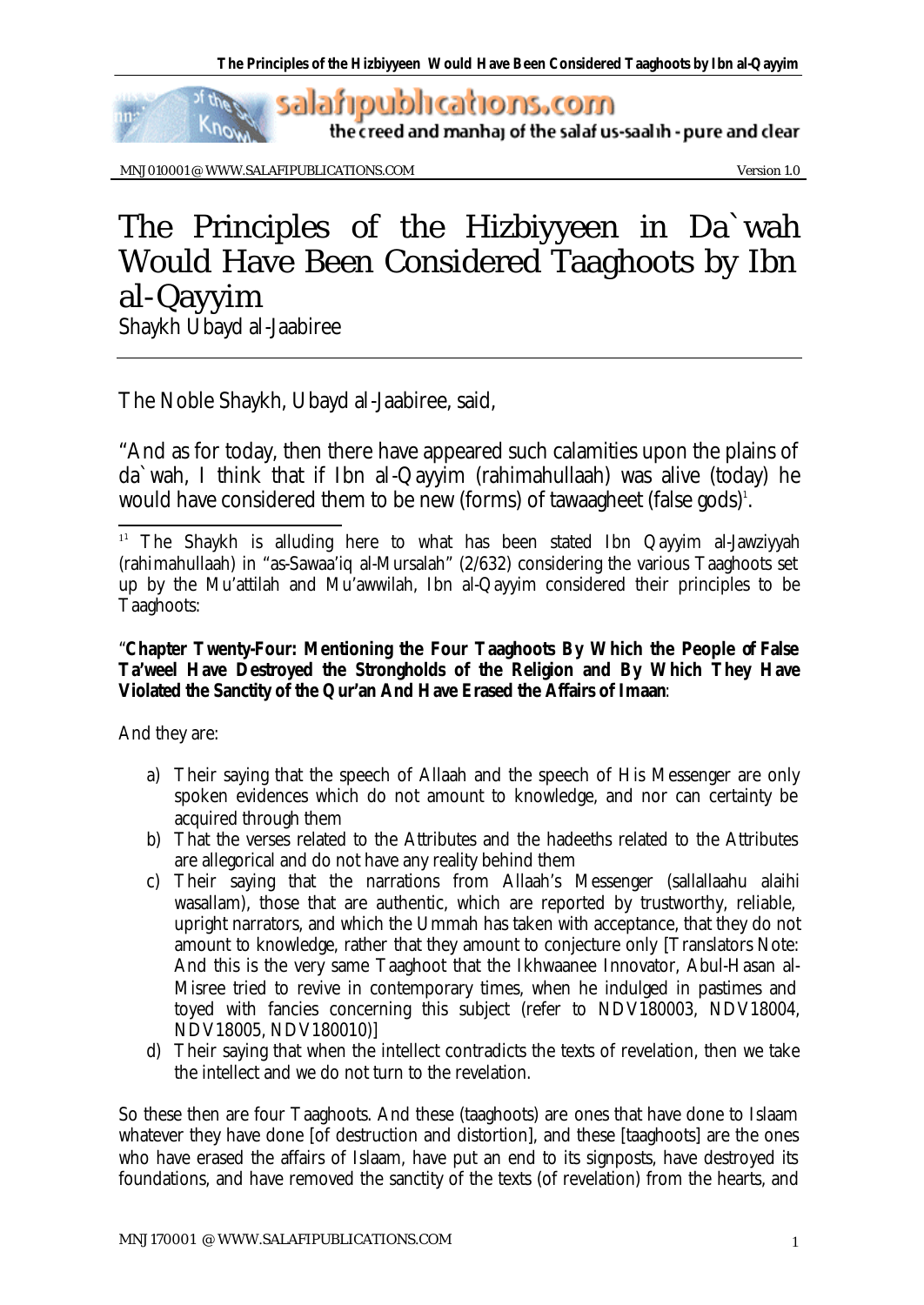# The Principles of the Hizbiyyeen in Da`wah Would Have Been Considered Taaghoots by Ibn al-Qayyim

Shaykh Ubayd al-Jaabiree

The Noble Shaykh, Ubayd al-Jaabiree, said,

"And as for today, then there have appeared such calamities upon the plains of da`wah, I think that if Ibn al-Qayyim (rahimahullaah) was alive (today) he would have considered them to be new (forms) of tawaagheet (false gods)[1].

---

[1] The Shaykh is alluding here to what has been stated Ibn Qayyim al-Jawziyyah (rahimahullaah) in "as-Sawaa'iq al-Mursalah" (2/632) considering the various Taaghoots set up by the Mu'attilah and Mu'awwilah, Ibn al-Qayyim considered their principles to be Taaghoots:

"**Chapter Twenty-Four: Mentioning the Four Taaghoots By Which the People of False Ta'weel Have Destroyed the Strongholds of the Religion and By Which They Have Violated the Sanctity of the Qur'an And Have Erased the Affairs of Imaan**:

And they are:

a) Their saying that the speech of Allaah and the speech of His Messenger are only spoken evidences which do not amount to knowledge, and nor can certainty be acquired through them
b) That the verses related to the Attributes and the hadeeths related to the Attributes are allegorical and do not have any reality behind them
c) Their saying that the narrations from Allaah's Messenger (sallallaahu alaihi wasallam), those that are authentic, which are reported by trustworthy, reliable, upright narrators, and which the Ummah has taken with acceptance, that they do not amount to knowledge, rather that they amount to conjecture only [Translators Note: And this is the very same Taaghoot that the Ikhwaanee Innovator, Abul-Hasan al-Misree tried to revive in contemporary times, when he indulged in pastimes and toyed with fancies concerning this subject (refer to NDV180003, NDV18004, NDV18005, NDV180010)]
d) Their saying that when the intellect contradicts the texts of revelation, then we take the intellect and we do not turn to the revelation.

So these then are four Taaghoots. And these (taaghoots) are ones that have done to Islaam whatever they have done [of destruction and distortion], and these [taaghoots] are the ones who have erased the affairs of Islaam, have put an end to its signposts, have destroyed its foundations, and have removed the sanctity of the texts (of revelation) from the hearts, and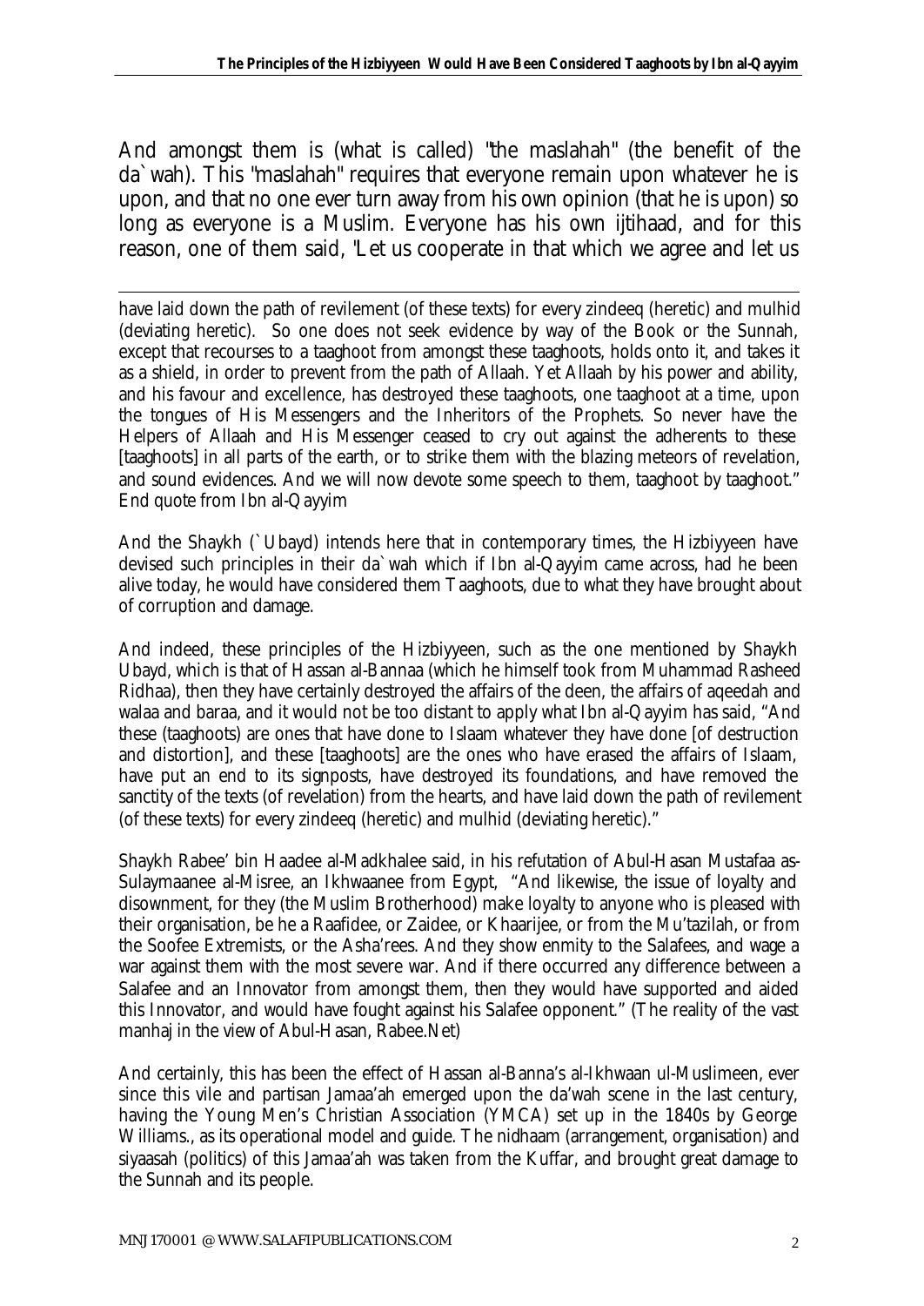And amongst them is (what is called) "the maslahah" (the benefit of the da`wah). This "maslahah" requires that everyone remain upon whatever he is upon, and that no one ever turn away from his own opinion (that he is upon) so long as everyone is a Muslim. Everyone has his own ijtihaad, and for this reason, one of them said, "Let us cooperate in that which we agree and let us

---

have laid down the path of revilement (of these texts) for every zindeeq (heretic) and mulhid (deviating heretic). So one does not seek evidence by way of the Book or the Sunnah, except that recourses to a taaghoot from amongst these taaghoots, holds onto it, and takes it as a shield, in order to prevent from the path of Allaah. Yet Allaah by his power and ability, and his favour and excellence, has destroyed these taaghoots, one taaghoot at a time, upon the tongues of His Messengers and the Inheritors of the Prophets. So never have the Helpers of Allaah and His Messenger ceased to cry out against the adherents to these [taaghoots] in all parts of the earth, or to strike them with the blazing meteors of revelation, and sound evidences. And we will now devote some speech to them, taaghoot by taaghoot." End quote from Ibn al-Qayyim

And the Shaykh (`Ubayd) intends here that in contemporary times, the Hizbiyyeen have devised such principles in their da`wah which if Ibn al-Qayyim came across, had he been alive today, he would have considered them Taaghoots, due to what they have brought about of corruption and damage.

And indeed, these principles of the Hizbiyyeen, such as the one mentioned by Shaykh Ubayd, which is that of Hassan al-Bannaa (which he himself took from Muhammad Rasheed Ridhaa), then they have certainly destroyed the affairs of the deen, the affairs of aqeedah and walaa and baraa, and it would not be too distant to apply what Ibn al-Qayyim has said, "And these (taaghoots) are ones that have done to Islaam whatever they have done [of destruction and distortion], and these [taaghoots] are the ones who have erased the affairs of Islaam, have put an end to its signposts, have destroyed its foundations, and have removed the sanctity of the texts (of revelation) from the hearts, and have laid down the path of revilement (of these texts) for every zindeeq (heretic) and mulhid (deviating heretic)."

Shaykh Rabee' bin Haadee al-Madkhalee said, in his refutation of Abul-Hasan Mustafaa as-Sulaymaanee al-Misree, an Ikhwaanee from Egypt, "And likewise, the issue of loyalty and disownment, for they (the Muslim Brotherhood) make loyalty to anyone who is pleased with their organisation, be he a Raafidee, or Zaidee, or Khaarijee, or from the Mu'tazilah, or from the Soofee Extremists, or the Asha'rees. And they show enmity to the Salafees, and wage a war against them with the most severe war. And if there occurred any difference between a Salafee and an Innovator from amongst them, then they would have supported and aided this Innovator, and would have fought against his Salafee opponent." (The reality of the vast manhaj in the view of Abul-Hasan, Rabee.Net)

And certainly, this has been the effect of Hassan al-Banna's al-Ikhwaan ul-Muslimeen, ever since this vile and partisan Jamaa'ah emerged upon the da'wah scene in the last century, having the Young Men's Christian Association (YMCA) set up in the 1840s by George Williams., as its operational model and guide. The nidhaam (arrangement, organisation) and siyaasah (politics) of this Jamaa'ah was taken from the Kuffar, and brought great damage to the Sunnah and its people.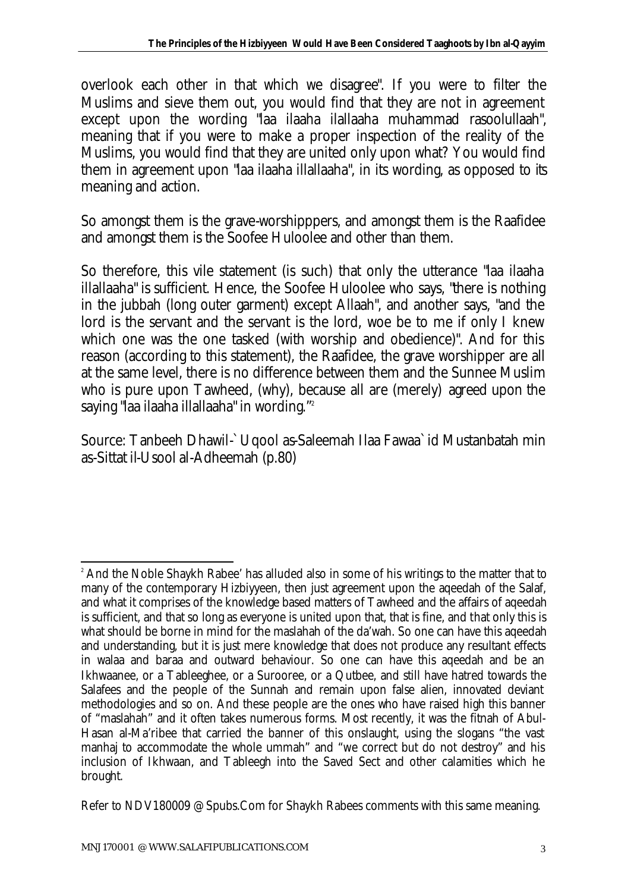overlook each other in that which we disagree". If you were to filter the Muslims and sieve them out, you would find that they are not in agreement except upon the wording "laa ilaaha ilallaaha muhammad rasoolullaah", meaning that if you were to make a proper inspection of the reality of the Muslims, you would find that they are united only upon what? You would find them in agreement upon "laa ilaaha illallaaha", in its wording, as opposed to its meaning and action.

So amongst them is the grave-worshipppers, and amongst them is the Raafidee and amongst them is the Soofee Huloolee and other than them.

So therefore, this vile statement (is such) that only the utterance "laa ilaaha illallaaha" is sufficient. Hence, the Soofee Huloolee who says, "there is nothing in the jubbah (long outer garment) except Allaah", and another says, "and the lord is the servant and the servant is the lord, woe be to me if only I knew which one was the one tasked (with worship and obedience)". And for this reason (according to this statement), the Raafidee, the grave worshipper are all at the same level, there is no difference between them and the Sunnee Muslim who is pure upon Tawheed, (why), because all are (merely) agreed upon the saying "laa ilaaha illallaaha" in wording."[2]

Source: Tanbeeh Dhawil-`Uqool as-Saleemah Ilaa Fawaa`id Mustanbatah min as-Sittat il-Usool al-Adheemah (p.80)

---

[2] And the Noble Shaykh Rabee' has alluded also in some of his writings to the matter that to many of the contemporary Hizbiyyeen, then just agreement upon the aqeedah of the Salaf, and what it comprises of the knowledge based matters of Tawheed and the affairs of aqeedah is sufficient, and that so long as everyone is united upon that, that is fine, and that only this is what should be borne in mind for the maslahah of the da'wah. So one can have this aqeedah and understanding, but it is just mere knowledge that does not produce any resultant effects in walaa and baraa and outward behaviour. So one can have this aqeedah and be an Ikhwaanee, or a Tableeghee, or a Surooree, or a Qutbee, and still have hatred towards the Salafees and the people of the Sunnah and remain upon false alien, innovated deviant methodologies and so on. And these people are the ones who have raised high this banner of "maslahah" and it often takes numerous forms. Most recently, it was the fitnah of Abul-Hasan al-Ma'ribee that carried the banner of this onslaught, using the slogans "the vast manhaj to accommodate the whole ummah" and "we correct but do not destroy" and his inclusion of Ikhwaan, and Tableegh into the Saved Sect and other calamities which he brought.

Refer to NDV180009 @ Spubs.Com for Shaykh Rabees comments with this same meaning.